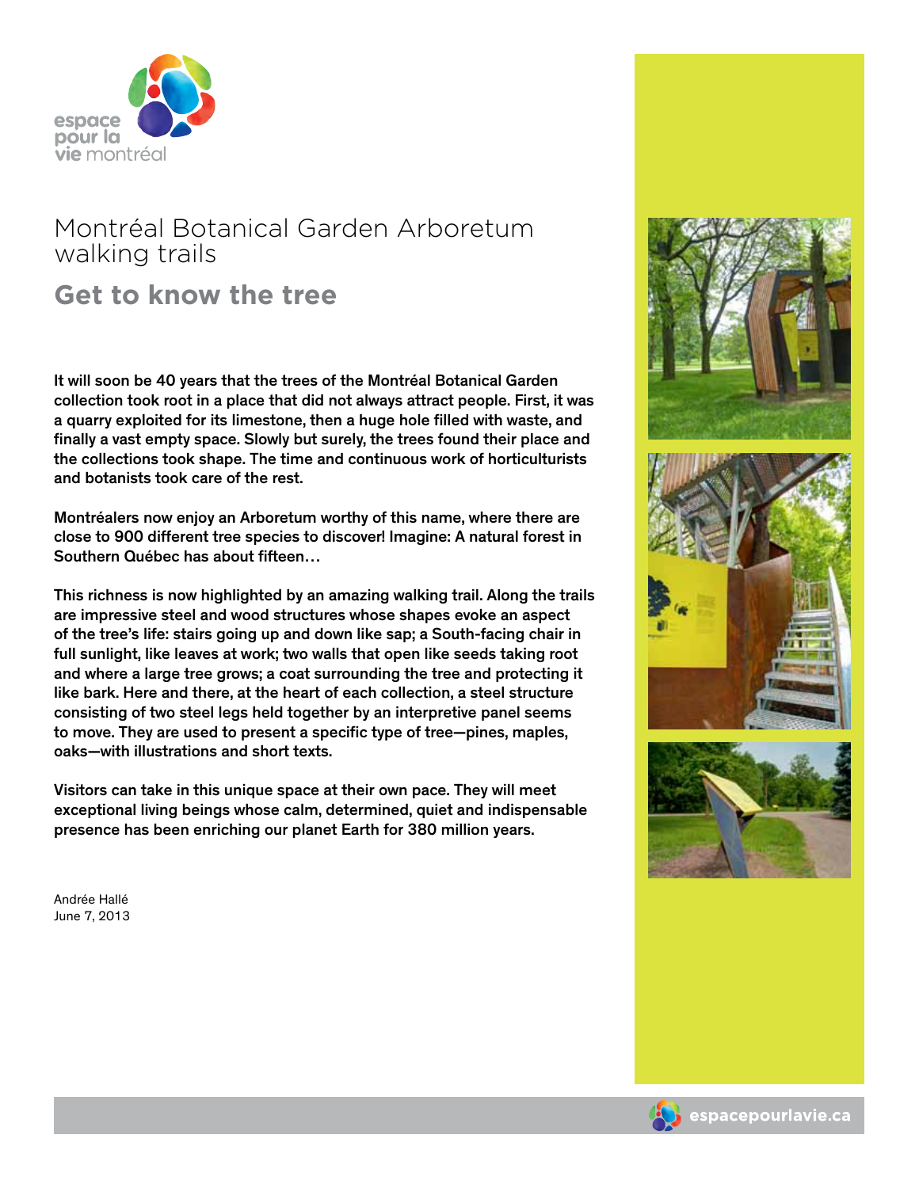# Montréal Botanical Garden Arboretum walking trails

## Get to know the tree

**It will soon be 40 years that the trees of the Montréal Botanical Garden collection took root in a place that did not always attract people. First, it was a quarry exploited for its limestone, then a huge hole filled with waste, and finally a vast empty space. Slowly but surely, the trees found their place and the collections took shape. The time and continuous work of horticulturists and botanists took care of the rest.**

**Montréalers now enjoy an Arboretum worthy of this name, where there are close to 900 different tree species to discover! Imagine: A natural forest in Southern Québec has about fifteen…**

**This richness is now highlighted by an amazing walking trail. Along the trails are impressive steel and wood structures whose shapes evoke an aspect of the tree's life: stairs going up and down like sap; a South-facing chair in full sunlight, like leaves at work; two walls that open like seeds taking root and where a large tree grows; a coat surrounding the tree and protecting it like bark. Here and there, at the heart of each collection, a steel structure consisting of two steel legs held together by an interpretive panel seems to move. They are used to present a specific type of tree—pines, maples, oaks—with illustrations and short texts.**

**Visitors can take in this unique space at their own pace. They will meet exceptional living beings whose calm, determined, quiet and indispensable presence has been enriching our planet Earth for 380 million years.**

Andrée Hallé
June 7, 2013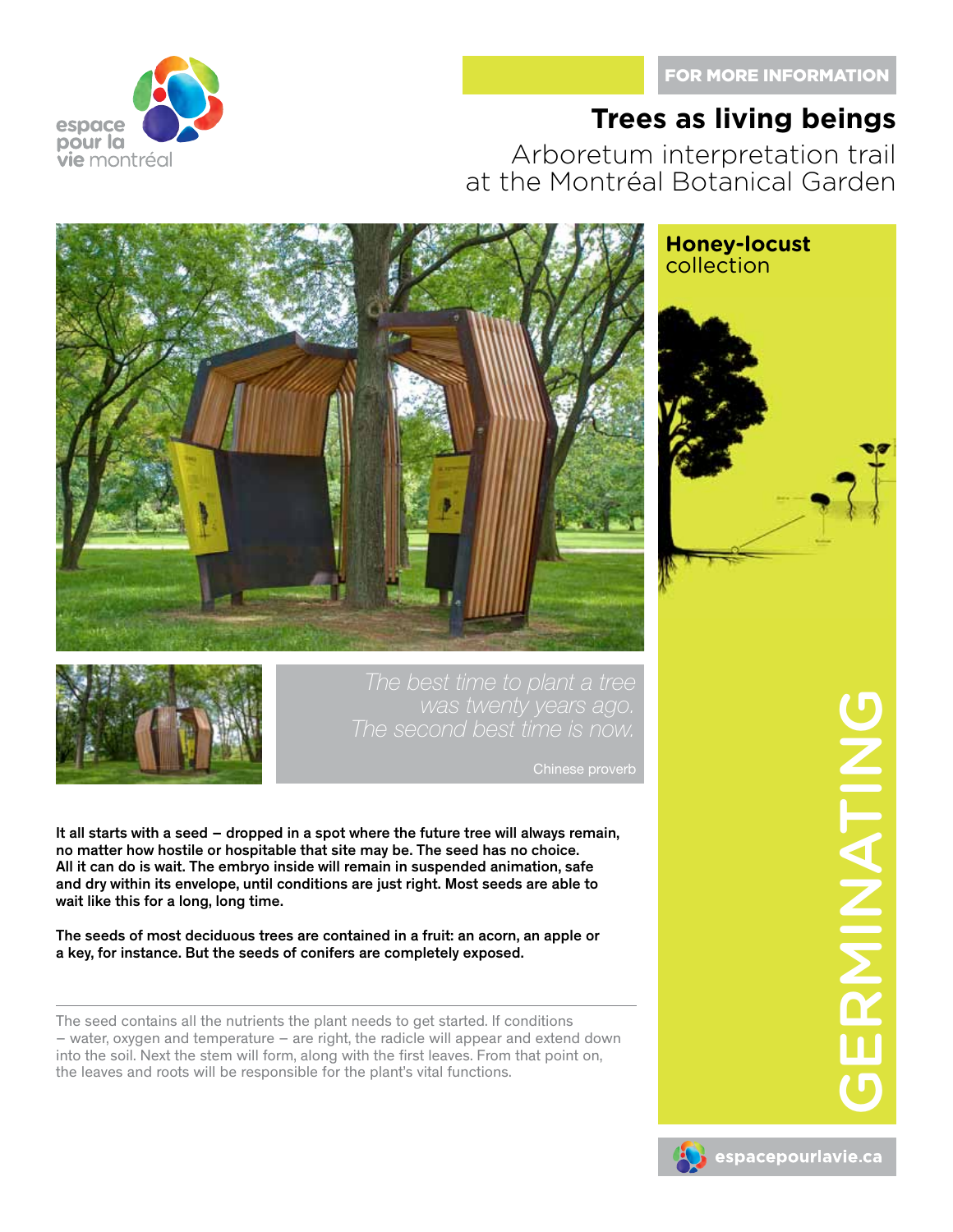FOR MORE INFORMATION

# Trees as living beings

## Arboretum interpretation trail at the Montréal Botanical Garden

**Honey-locust** collection

*The best time to plant a tree was twenty years ago. The second best time is now.*

Chinese proverb

**It all starts with a seed – dropped in a spot where the future tree will always remain, no matter how hostile or hospitable that site may be. The seed has no choice. All it can do is wait. The embryo inside will remain in suspended animation, safe and dry within its envelope, until conditions are just right. Most seeds are able to wait like this for a long, long time.**

**The seeds of most deciduous trees are contained in a fruit: an acorn, an apple or a key, for instance. But the seeds of conifers are completely exposed.**

The seed contains all the nutrients the plant needs to get started. If conditions – water, oxygen and temperature – are right, the radicle will appear and extend down into the soil. Next the stem will form, along with the first leaves. From that point on, the leaves and roots will be responsible for the plant's vital functions.

GERMINATING

espacepourlavie.ca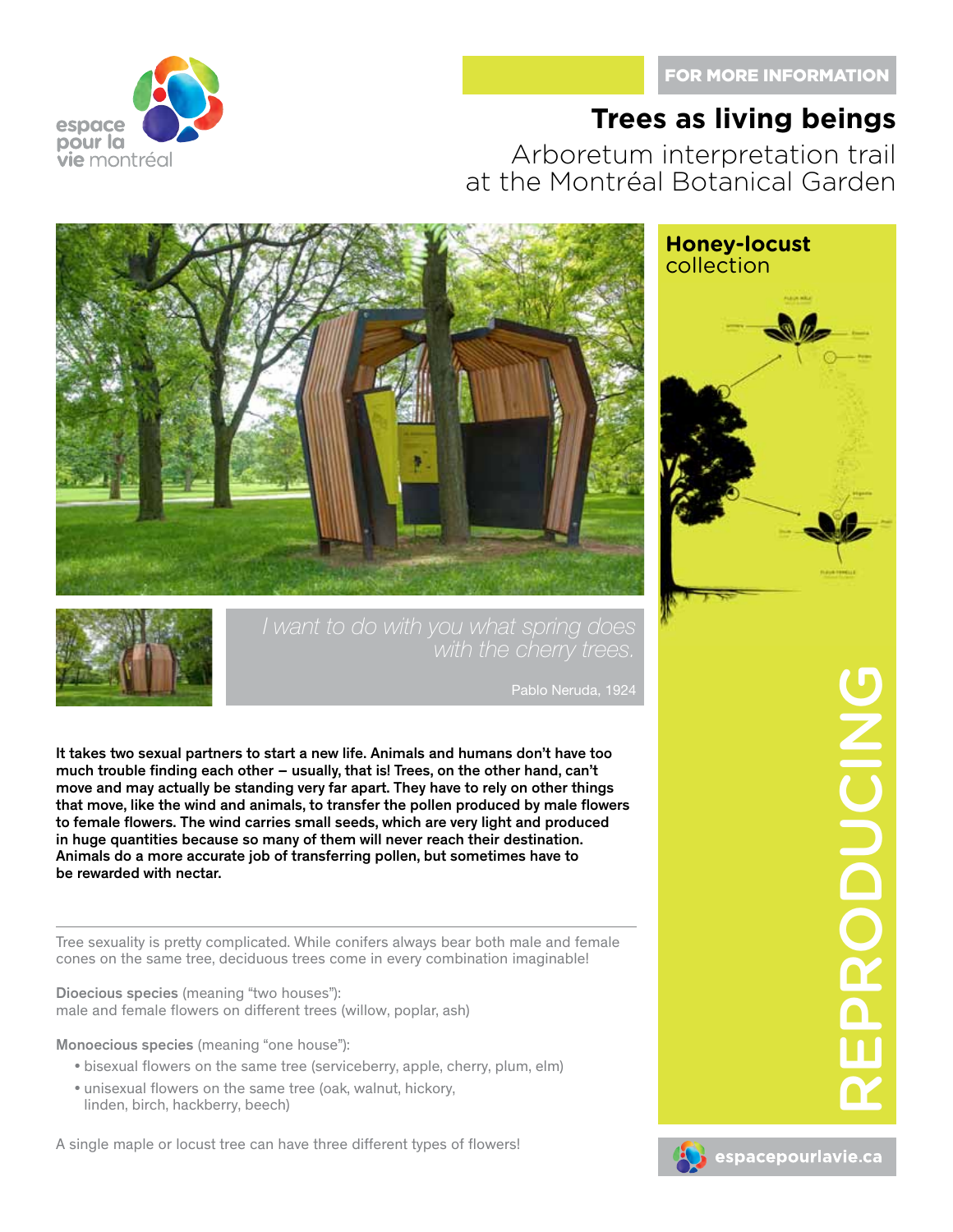FOR MORE INFORMATION

# Trees as living beings

Arboretum interpretation trail at the Montréal Botanical Garden

**Honey-locust** collection

*I want to do with you what spring does with the cherry trees.*

Pablo Neruda, 1924

**It takes two sexual partners to start a new life. Animals and humans don't have too much trouble finding each other – usually, that is! Trees, on the other hand, can't move and may actually be standing very far apart. They have to rely on other things that move, like the wind and animals, to transfer the pollen produced by male flowers to female flowers. The wind carries small seeds, which are very light and produced in huge quantities because so many of them will never reach their destination. Animals do a more accurate job of transferring pollen, but sometimes have to be rewarded with nectar.**

---

Tree sexuality is pretty complicated. While conifers always bear both male and female cones on the same tree, deciduous trees come in every combination imaginable!

Dioecious species (meaning "two houses"):
male and female flowers on different trees (willow, poplar, ash)

Monoecious species (meaning "one house"):

- bisexual flowers on the same tree (serviceberry, apple, cherry, plum, elm)
- unisexual flowers on the same tree (oak, walnut, hickory, linden, birch, hackberry, beech)

A single maple or locust tree can have three different types of flowers!

## REPRODUCING

espacepourlavie.ca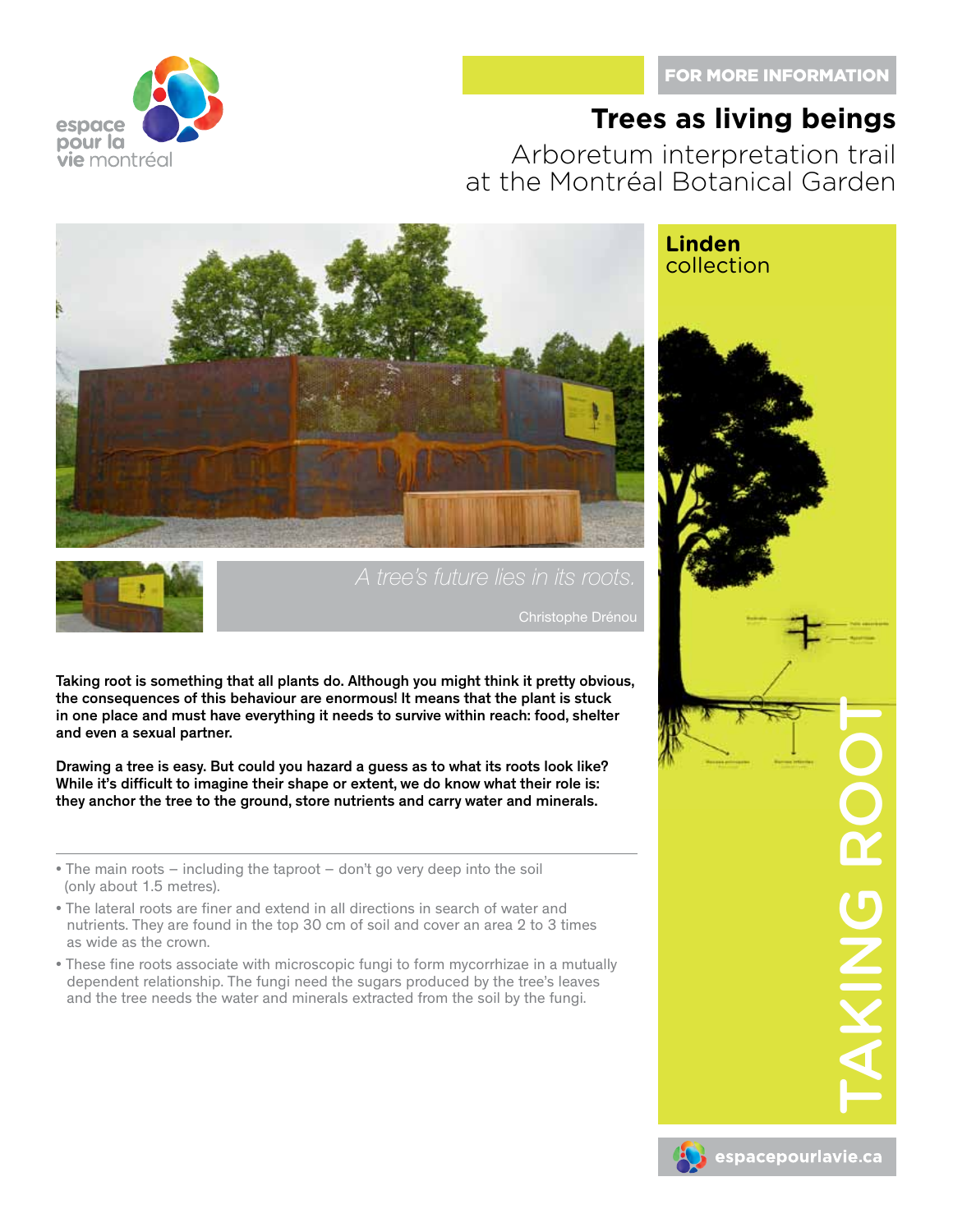FOR MORE INFORMATION

# Trees as living beings

## Arboretum interpretation trail at the Montréal Botanical Garden

*A tree's future lies in its roots.*

Christophe Drénou

**Linden** collection

**Taking root is something that all plants do. Although you might think it pretty obvious, the consequences of this behaviour are enormous! It means that the plant is stuck in one place and must have everything it needs to survive within reach: food, shelter and even a sexual partner.**

**Drawing a tree is easy. But could you hazard a guess as to what its roots look like? While it's difficult to imagine their shape or extent, we do know what their role is: they anchor the tree to the ground, store nutrients and carry water and minerals.**

- The main roots – including the taproot – don't go very deep into the soil (only about 1.5 metres).
- The lateral roots are finer and extend in all directions in search of water and nutrients. They are found in the top 30 cm of soil and cover an area 2 to 3 times as wide as the crown.
- These fine roots associate with microscopic fungi to form mycorrhizae in a mutually dependent relationship. The fungi need the sugars produced by the tree's leaves and the tree needs the water and minerals extracted from the soil by the fungi.

TAKING ROOT

espacepourlavie.ca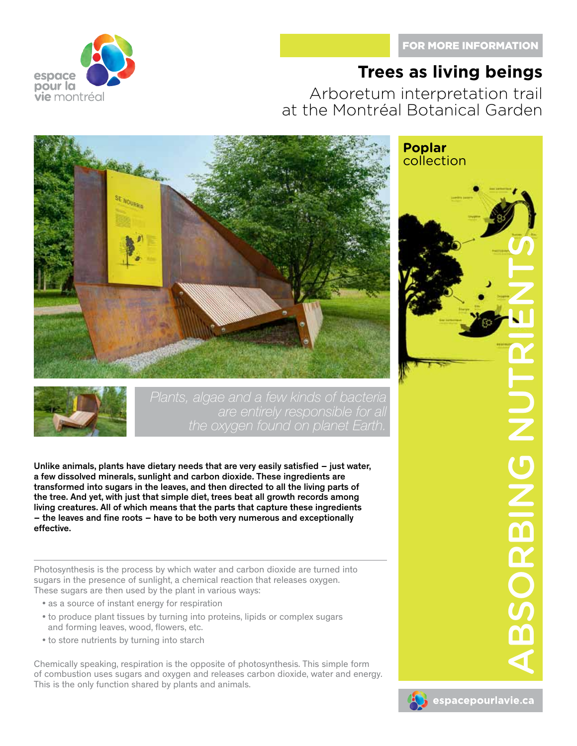FOR MORE INFORMATION

# Trees as living beings

## Arboretum interpretation trail at the Montréal Botanical Garden

**Poplar** collection

# ABSORBING NUTRIENTS

*Plants, algae and a few kinds of bacteria are entirely responsible for all the oxygen found on planet Earth.*

**Unlike animals, plants have dietary needs that are very easily satisfied – just water, a few dissolved minerals, sunlight and carbon dioxide. These ingredients are transformed into sugars in the leaves, and then directed to all the living parts of the tree. And yet, with just that simple diet, trees beat all growth records among living creatures. All of which means that the parts that capture these ingredients – the leaves and fine roots – have to be both very numerous and exceptionally effective.**

---

Photosynthesis is the process by which water and carbon dioxide are turned into sugars in the presence of sunlight, a chemical reaction that releases oxygen. These sugars are then used by the plant in various ways:

- as a source of instant energy for respiration
- to produce plant tissues by turning into proteins, lipids or complex sugars and forming leaves, wood, flowers, etc.
- to store nutrients by turning into starch

Chemically speaking, respiration is the opposite of photosynthesis. This simple form of combustion uses sugars and oxygen and releases carbon dioxide, water and energy. This is the only function shared by plants and animals.

espacepourlavie.ca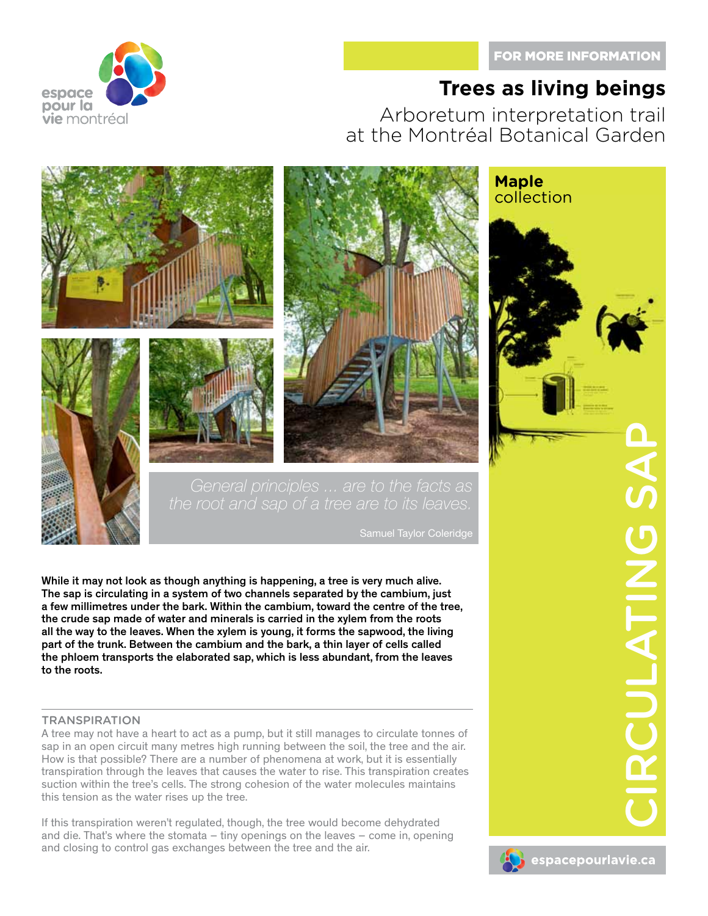FOR MORE INFORMATION

# Trees as living beings

## Arboretum interpretation trail at the Montréal Botanical Garden

**Maple** collection

CIRCULATING SAP

*General principles ... are to the facts as the root and sap of a tree are to its leaves.*

Samuel Taylor Coleridge

**While it may not look as though anything is happening, a tree is very much alive. The sap is circulating in a system of two channels separated by the cambium, just a few millimetres under the bark. Within the cambium, toward the centre of the tree, the crude sap made of water and minerals is carried in the xylem from the roots all the way to the leaves. When the xylem is young, it forms the sapwood, the living part of the trunk. Between the cambium and the bark, a thin layer of cells called the phloem transports the elaborated sap, which is less abundant, from the leaves to the roots.**

### TRANSPIRATION

A tree may not have a heart to act as a pump, but it still manages to circulate tonnes of sap in an open circuit many metres high running between the soil, the tree and the air. How is that possible? There are a number of phenomena at work, but it is essentially transpiration through the leaves that causes the water to rise. This transpiration creates suction within the tree's cells. The strong cohesion of the water molecules maintains this tension as the water rises up the tree.

If this transpiration weren't regulated, though, the tree would become dehydrated and die. That's where the stomata – tiny openings on the leaves – come in, opening and closing to control gas exchanges between the tree and the air.

espacepourlavie.ca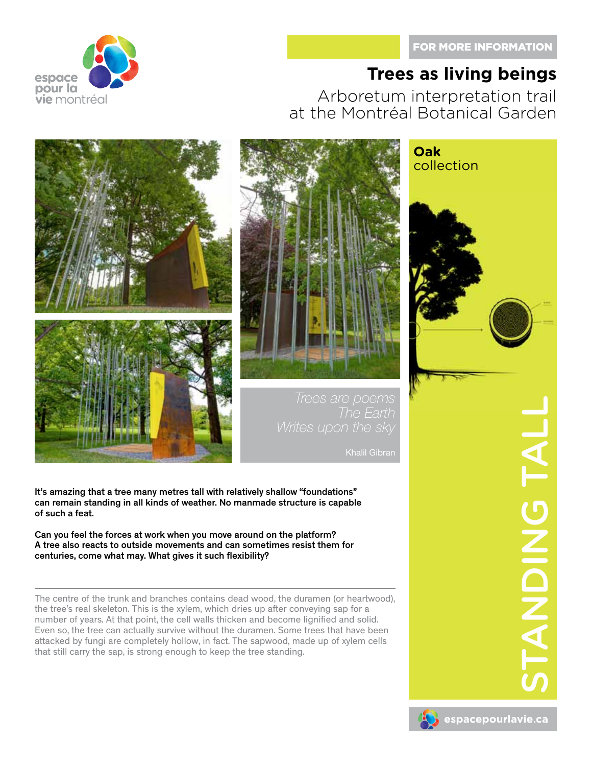FOR MORE INFORMATION

# Trees as living beings

## Arboretum interpretation trail at the Montréal Botanical Garden

**Oak** collection

STANDING TALL

*Trees are poems*
*The Earth*
*Writes upon the sky*

Khalil Gibran

**It's amazing that a tree many metres tall with relatively shallow "foundations" can remain standing in all kinds of weather. No manmade structure is capable of such a feat.**

**Can you feel the forces at work when you move around on the platform? A tree also reacts to outside movements and can sometimes resist them for centuries, come what may. What gives it such flexibility?**

---

The centre of the trunk and branches contains dead wood, the duramen (or heartwood), the tree's real skeleton. This is the xylem, which dries up after conveying sap for a number of years. At that point, the cell walls thicken and become lignified and solid. Even so, the tree can actually survive without the duramen. Some trees that have been attacked by fungi are completely hollow, in fact. The sapwood, made up of xylem cells that still carry the sap, is strong enough to keep the tree standing.

espacepourlavie.ca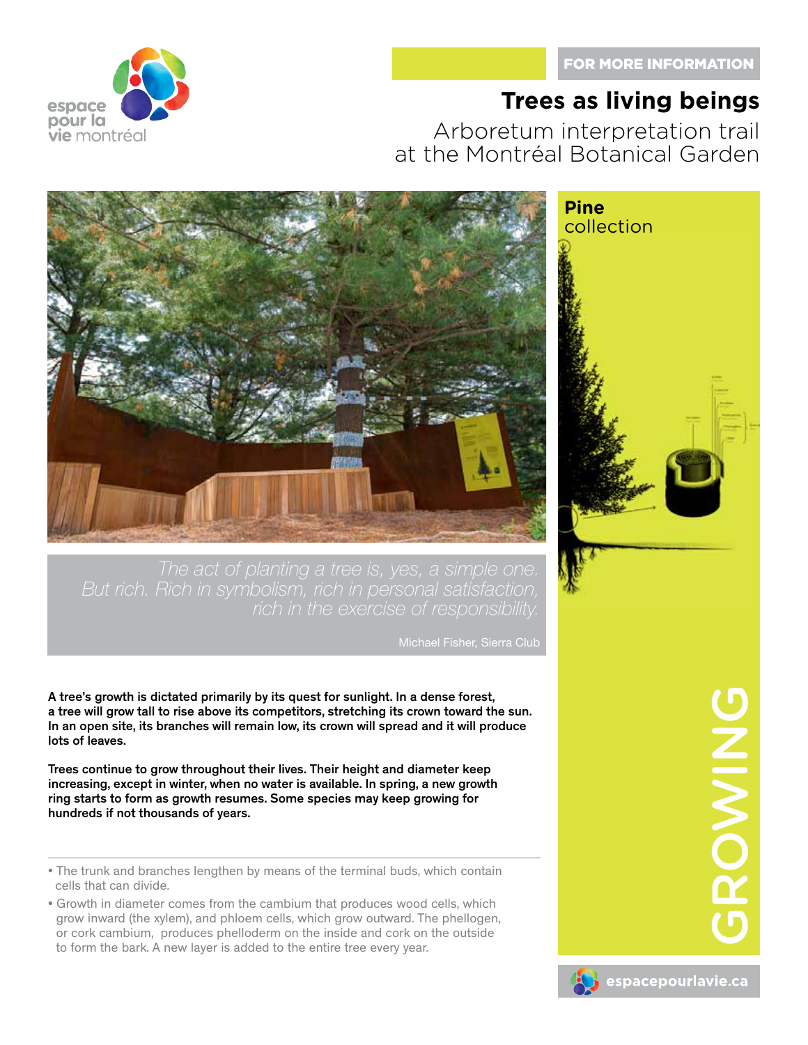FOR MORE INFORMATION

# Trees as living beings

Arboretum interpretation trail at the Montréal Botanical Garden

**Pine** collection

*The act of planting a tree is, yes, a simple one. But rich. Rich in symbolism, rich in personal satisfaction, rich in the exercise of responsibility.*

Michael Fisher, Sierra Club

**A tree's growth is dictated primarily by its quest for sunlight. In a dense forest, a tree will grow tall to rise above its competitors, stretching its crown toward the sun. In an open site, its branches will remain low, its crown will spread and it will produce lots of leaves.**

**Trees continue to grow throughout their lives. Their height and diameter keep increasing, except in winter, when no water is available. In spring, a new growth ring starts to form as growth resumes. Some species may keep growing for hundreds if not thousands of years.**

- The trunk and branches lengthen by means of the terminal buds, which contain cells that can divide.
- Growth in diameter comes from the cambium that produces wood cells, which grow inward (the xylem), and phloem cells, which grow outward. The phellogen, or cork cambium, produces phelloderm on the inside and cork on the outside to form the bark. A new layer is added to the entire tree every year.

## GROWING

espacepourlavie.ca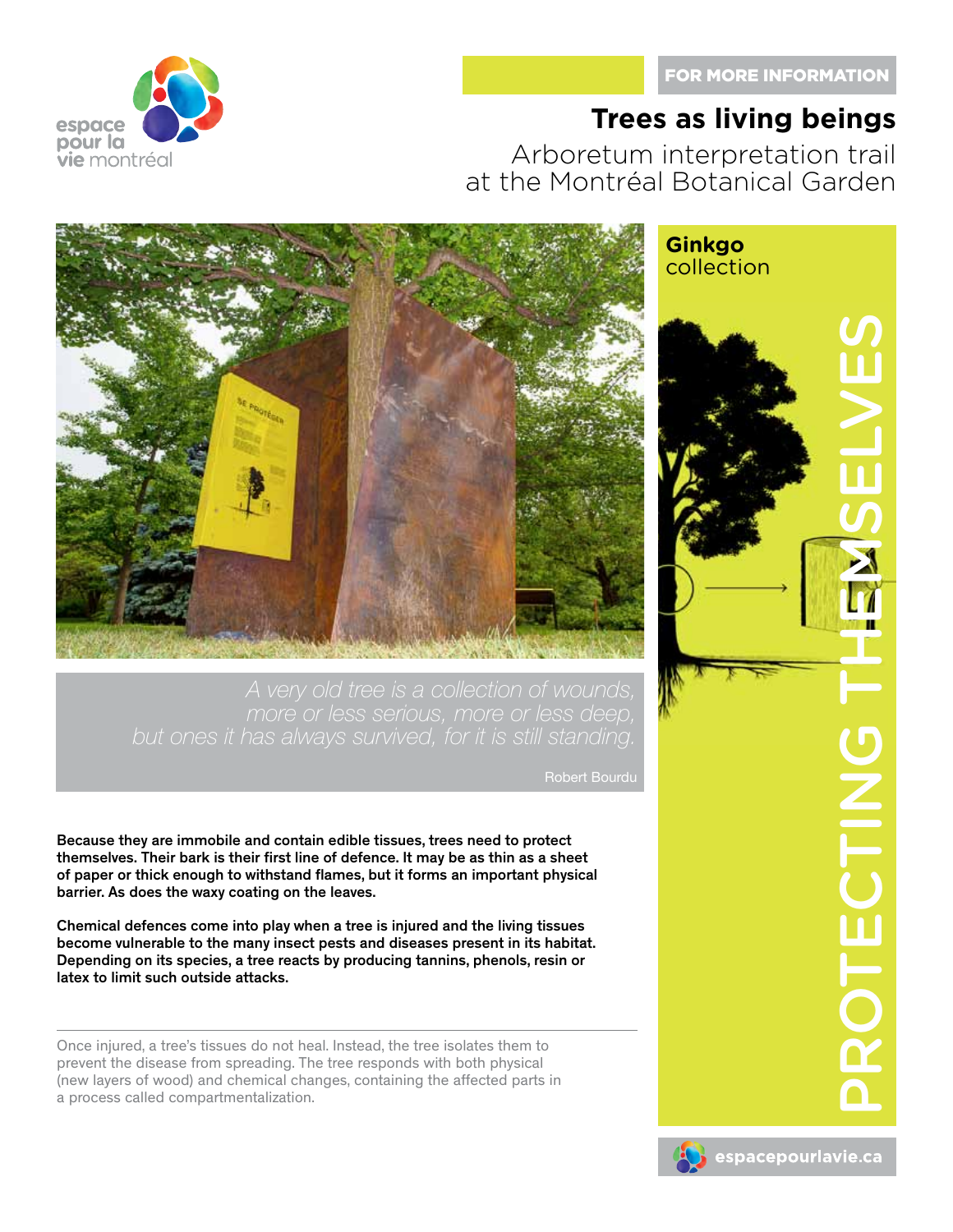FOR MORE INFORMATION

# Trees as living beings

Arboretum interpretation trail
at the Montréal Botanical Garden

**Ginkgo** collection

## PROTECTING THEMSELVES

*A very old tree is a collection of wounds,
more or less serious, more or less deep,
but ones it has always survived, for it is still standing.*

Robert Bourdu

**Because they are immobile and contain edible tissues, trees need to protect themselves. Their bark is their first line of defence. It may be as thin as a sheet of paper or thick enough to withstand flames, but it forms an important physical barrier. As does the waxy coating on the leaves.**

**Chemical defences come into play when a tree is injured and the living tissues become vulnerable to the many insect pests and diseases present in its habitat. Depending on its species, a tree reacts by producing tannins, phenols, resin or latex to limit such outside attacks.**

Once injured, a tree's tissues do not heal. Instead, the tree isolates them to prevent the disease from spreading. The tree responds with both physical (new layers of wood) and chemical changes, containing the affected parts in a process called compartmentalization.

espacepourlavie.ca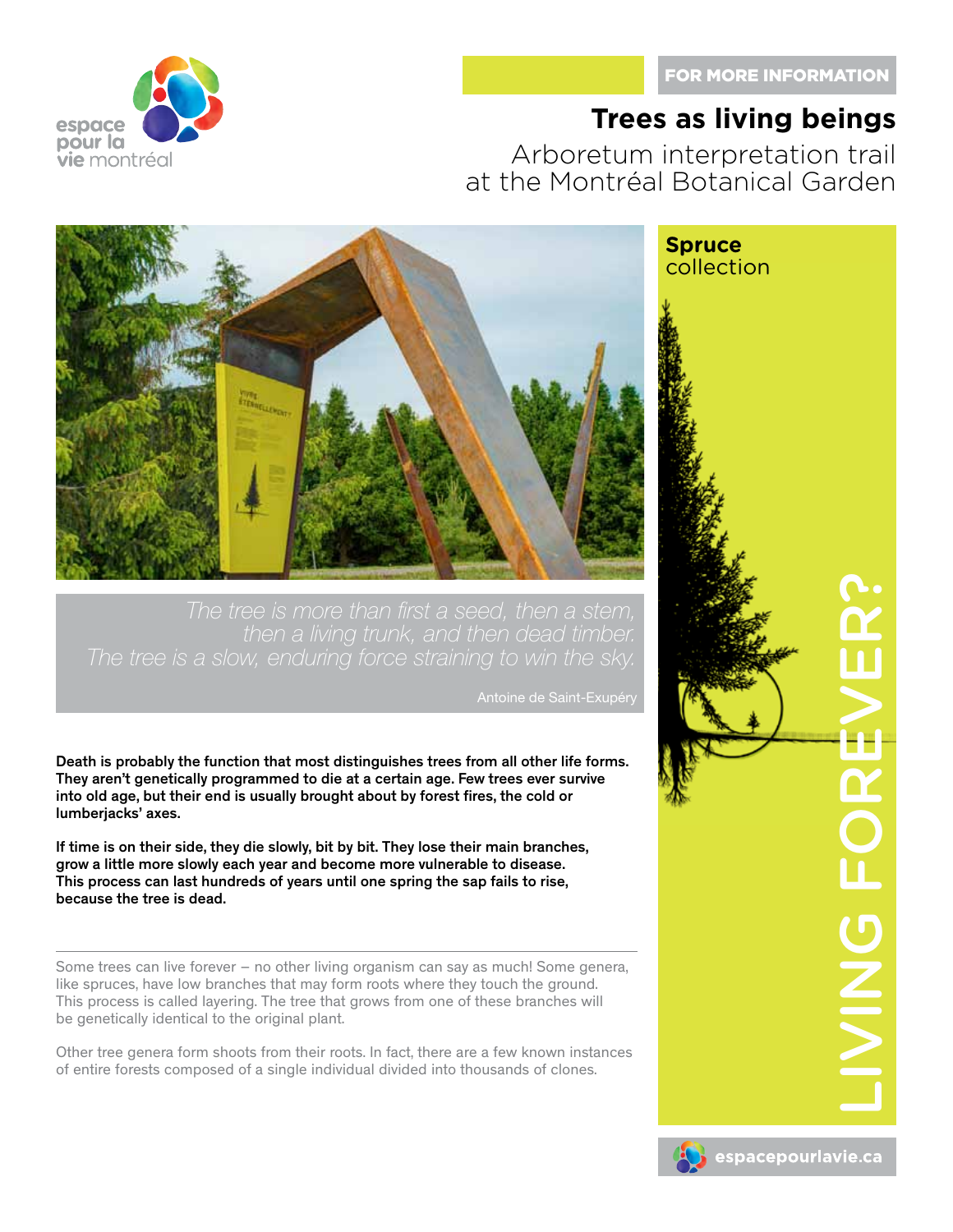FOR MORE INFORMATION

# Trees as living beings

Arboretum interpretation trail
at the Montréal Botanical Garden

**Spruce** collection

LIVING FOREVER?

*The tree is more than first a seed, then a stem, then a living trunk, and then dead timber. The tree is a slow, enduring force straining to win the sky.*

Antoine de Saint-Exupéry

**Death is probably the function that most distinguishes trees from all other life forms. They aren't genetically programmed to die at a certain age. Few trees ever survive into old age, but their end is usually brought about by forest fires, the cold or lumberjacks' axes.**

**If time is on their side, they die slowly, bit by bit. They lose their main branches, grow a little more slowly each year and become more vulnerable to disease. This process can last hundreds of years until one spring the sap fails to rise, because the tree is dead.**

---

Some trees can live forever – no other living organism can say as much! Some genera, like spruces, have low branches that may form roots where they touch the ground. This process is called layering. The tree that grows from one of these branches will be genetically identical to the original plant.

Other tree genera form shoots from their roots. In fact, there are a few known instances of entire forests composed of a single individual divided into thousands of clones.

espacepourlavie.ca